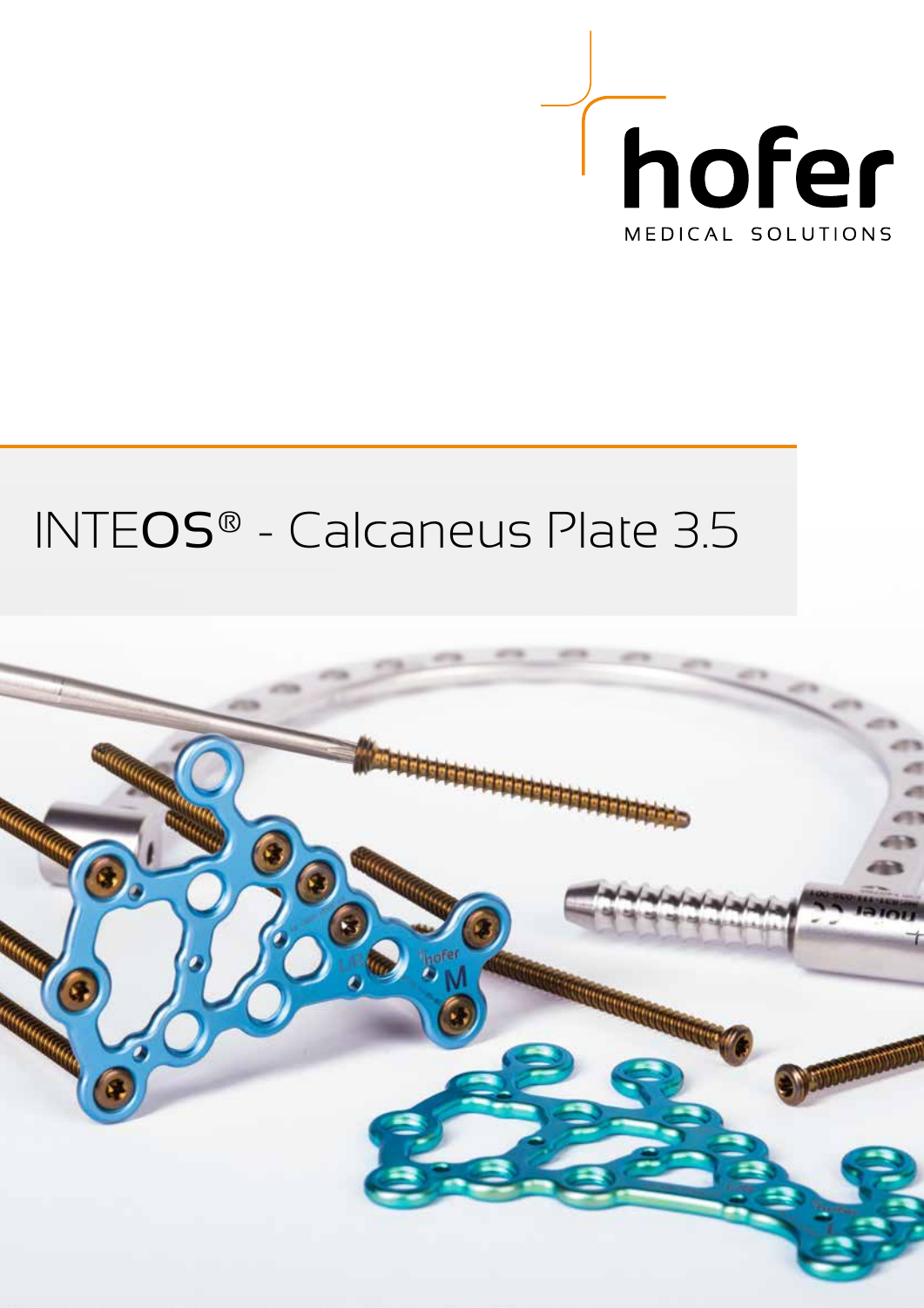hofer

MEDICAL SOLUTIONS

# INTEOS® - Calcaneus Plate 3.5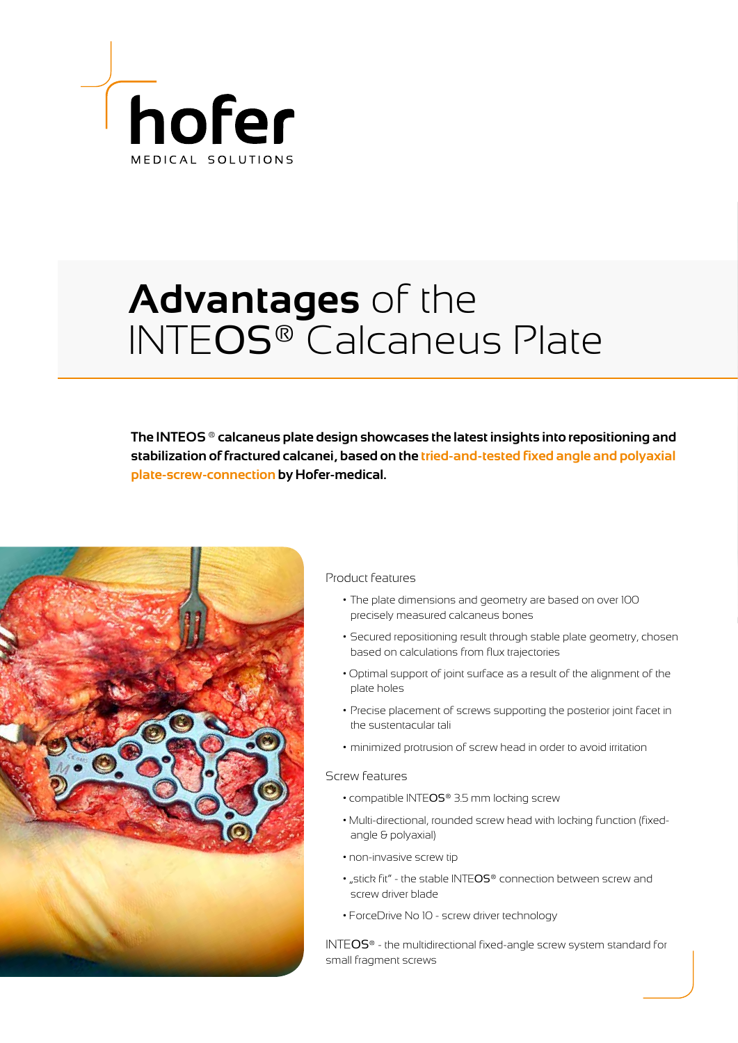hofer

MEDICAL SOLUTIONS

# **Advantages** of the INTEOS® Calcaneus Plate

**The INTEOS ® calcaneus plate design showcases the latest insights into repositioning and stabilization of fractured calcanei, based on the tried-and-tested fixed angle and polyaxial plate-screw-connection by Hofer-medical.**

Product features

- The plate dimensions and geometry are based on over 100 precisely measured calcaneus bones
- Secured repositioning result through stable plate geometry, chosen based on calculations from flux trajectories
- Optimal support of joint surface as a result of the alignment of the plate holes
- Precise placement of screws supporting the posterior joint facet in the sustentacular tali
- minimized protrusion of screw head in order to avoid irritation

Screw features

- compatible INTEOS® 3.5 mm locking screw
- Multi-directional, rounded screw head with locking function (fixed-angle & polyaxial)
- non-invasive screw tip
- „stick fit" - the stable INTEOS® connection between screw and screw driver blade
- ForceDrive No 10 - screw driver technology

INTEOS® - the multidirectional fixed-angle screw system standard for small fragment screws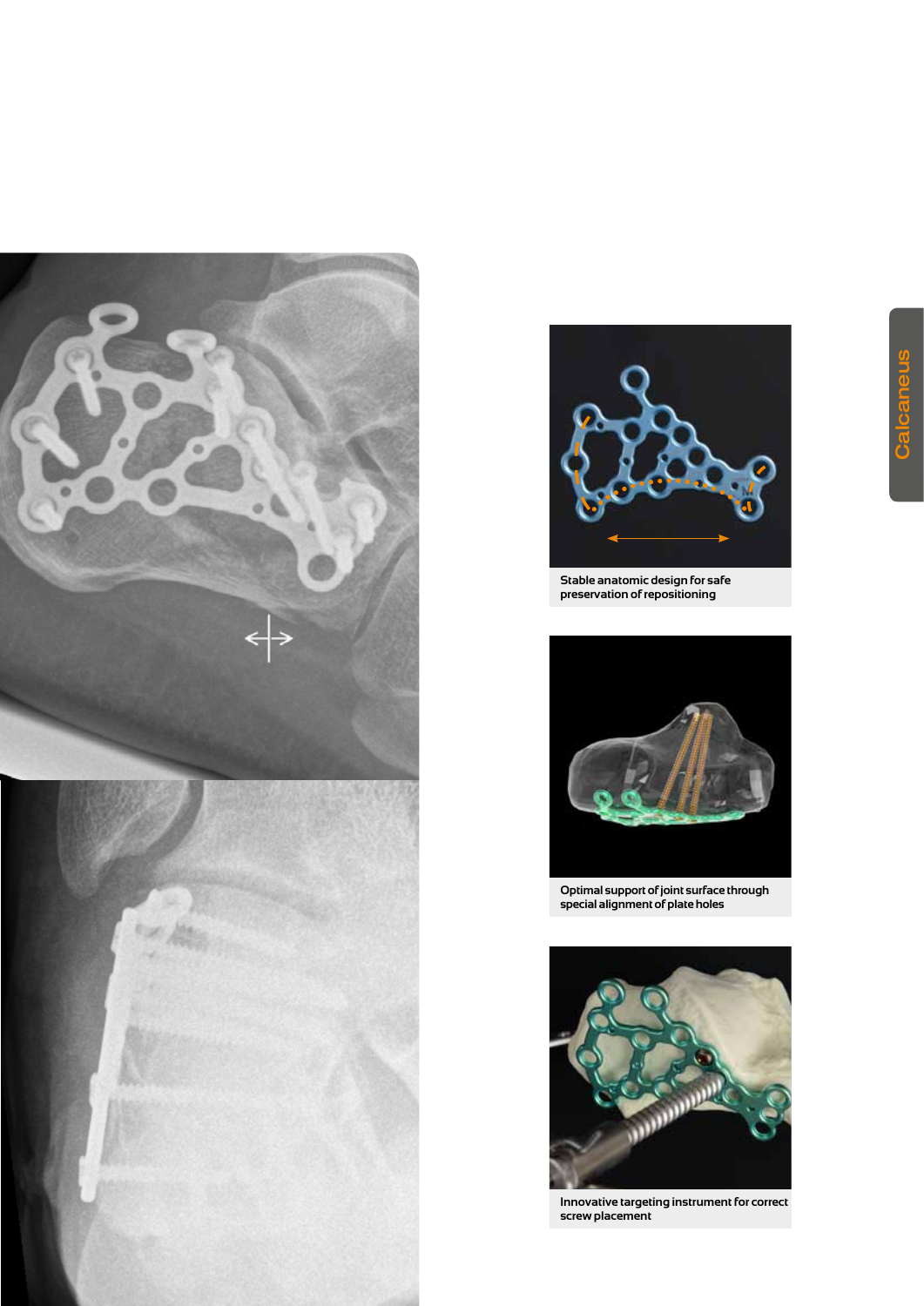Stable anatomic design for safe preservation of repositioning

Optimal support of joint surface through special alignment of plate holes

Innovative targeting instrument for correct screw placement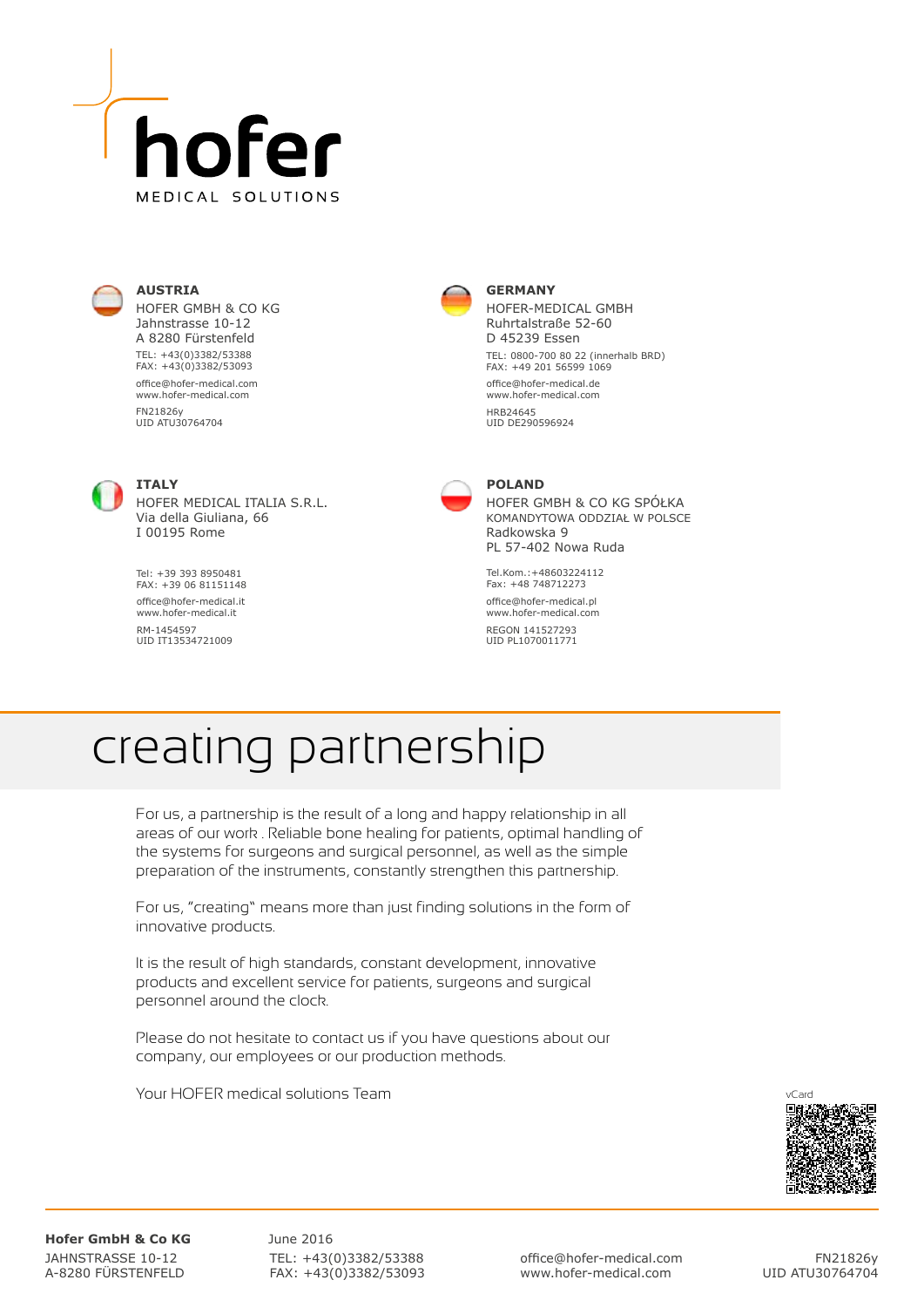hofer

MEDICAL SOLUTIONS

**AUSTRIA**
HOFER GMBH & CO KG
Jahnstrasse 10-12
A 8280 Fürstenfeld
TEL: +43(0)3382/53388
FAX: +43(0)3382/53093
office@hofer-medical.com
www.hofer-medical.com
FN21826y
UID ATU30764704

**GERMANY**
HOFER-MEDICAL GMBH
Ruhrtalstraße 52-60
D 45239 Essen
TEL: 0800-700 80 22 (innerhalb BRD)
FAX: +49 201 56599 1069
office@hofer-medical.de
www.hofer-medical.com
HRB24645
UID DE290596924

**ITALY**
HOFER MEDICAL ITALIA S.R.L.
Via della Giuliana, 66
I 00195 Rome
Tel: +39 393 8950481
FAX: +39 06 81151148
office@hofer-medical.it
www.hofer-medical.it
RM-1454597
UID IT13534721009

**POLAND**
HOFER GMBH & CO KG SPÓŁKA
KOMANDYTOWA ODDZIAŁ W POLSCE
Radkowska 9
PL 57-402 Nowa Ruda
Tel.Kom.:+48603224112
Fax: +48 748712273
office@hofer-medical.pl
www.hofer-medical.com
REGON 141527293
UID PL1070011771

# creating partnership

For us, a partnership is the result of a long and happy relationship in all areas of our work . Reliable bone healing for patients, optimal handling of the systems for surgeons and surgical personnel, as well as the simple preparation of the instruments, constantly strengthen this partnership.

For us, "creating" means more than just finding solutions in the form of innovative products.

It is the result of high standards, constant development, innovative products and excellent service for patients, surgeons and surgical personnel around the clock.

Please do not hesitate to contact us if you have questions about our company, our employees or our production methods.

Your HOFER medical solutions Team

vCard

**Hofer GmbH & Co KG**
JAHNSTRASSE 10-12
A-8280 FÜRSTENFELD

June 2016
TEL: +43(0)3382/53388
FAX: +43(0)3382/53093

office@hofer-medical.com
www.hofer-medical.com

FN21826y
UID ATU30764704